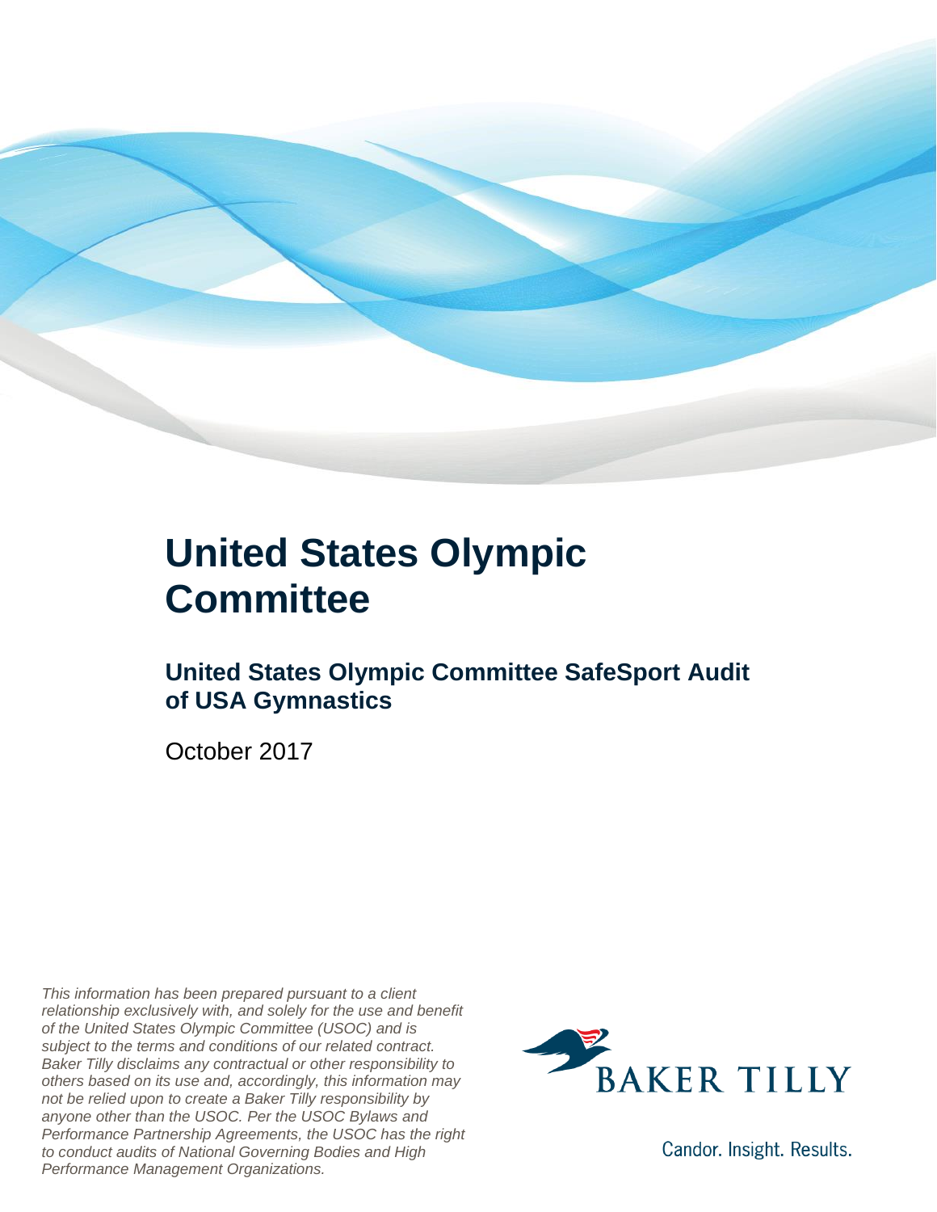# United States Olympic Committee

## United States Olympic Committee SafeSport Audit of USA Gymnastics

October 2017

*This information has been prepared pursuant to a client relationship exclusively with, and solely for the use and benefit of the United States Olympic Committee (USOC) and is subject to the terms and conditions of our related contract. Baker Tilly disclaims any contractual or other responsibility to others based on its use and, accordingly, this information may not be relied upon to create a Baker Tilly responsibility by anyone other than the USOC. Per the USOC Bylaws and Performance Partnership Agreements, the USOC has the right to conduct audits of National Governing Bodies and High Performance Management Organizations.*

BAKER TILLY

Candor. Insight. Results.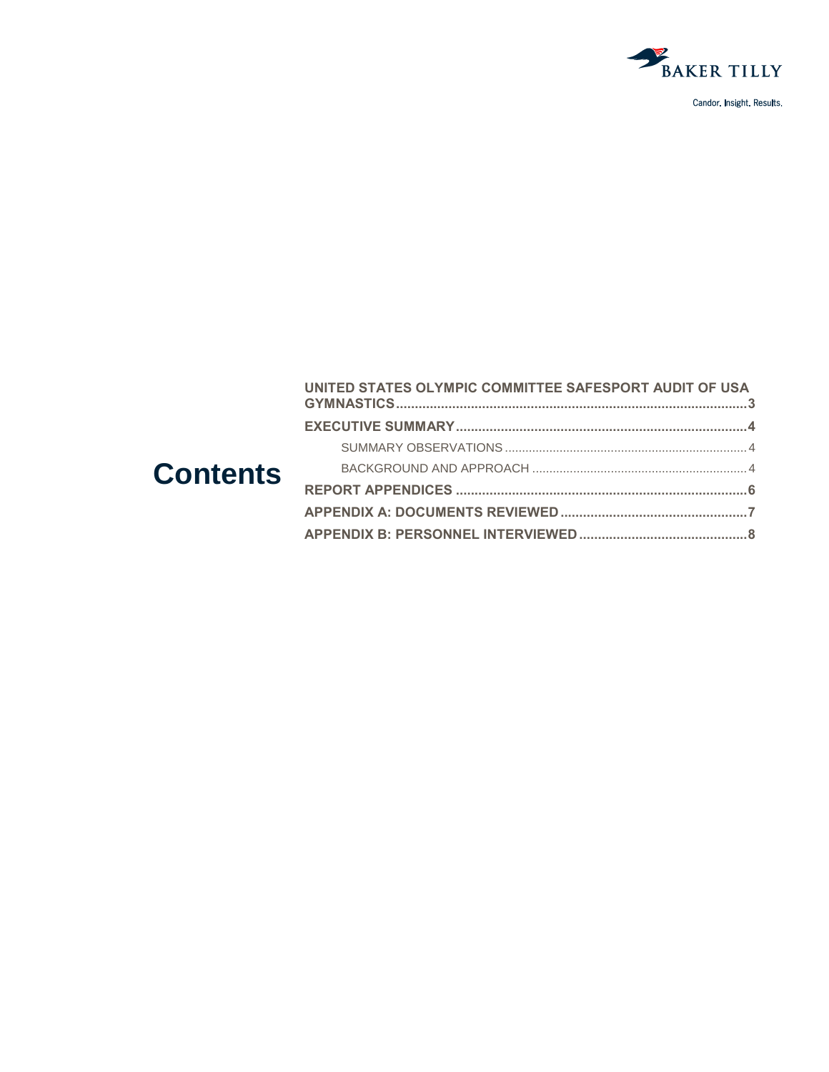# Contents

- **UNITED STATES OLYMPIC COMMITTEE SAFESPORT AUDIT OF USA GYMNASTICS** ..... **3**
- **EXECUTIVE SUMMARY** ..... **4**
  - SUMMARY OBSERVATIONS ..... 4
  - BACKGROUND AND APPROACH ..... 4
- **REPORT APPENDICES** ..... **6**
- **APPENDIX A: DOCUMENTS REVIEWED** ..... **7**
- **APPENDIX B: PERSONNEL INTERVIEWED** ..... **8**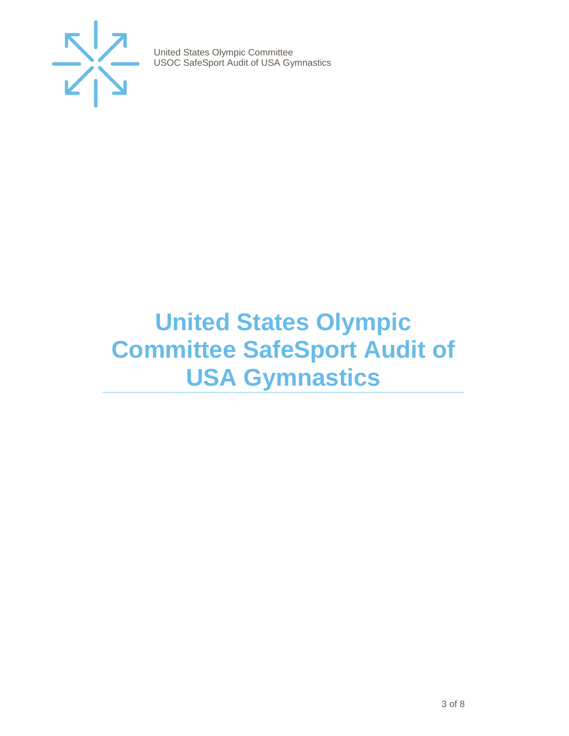# United States Olympic Committee SafeSport Audit of USA Gymnastics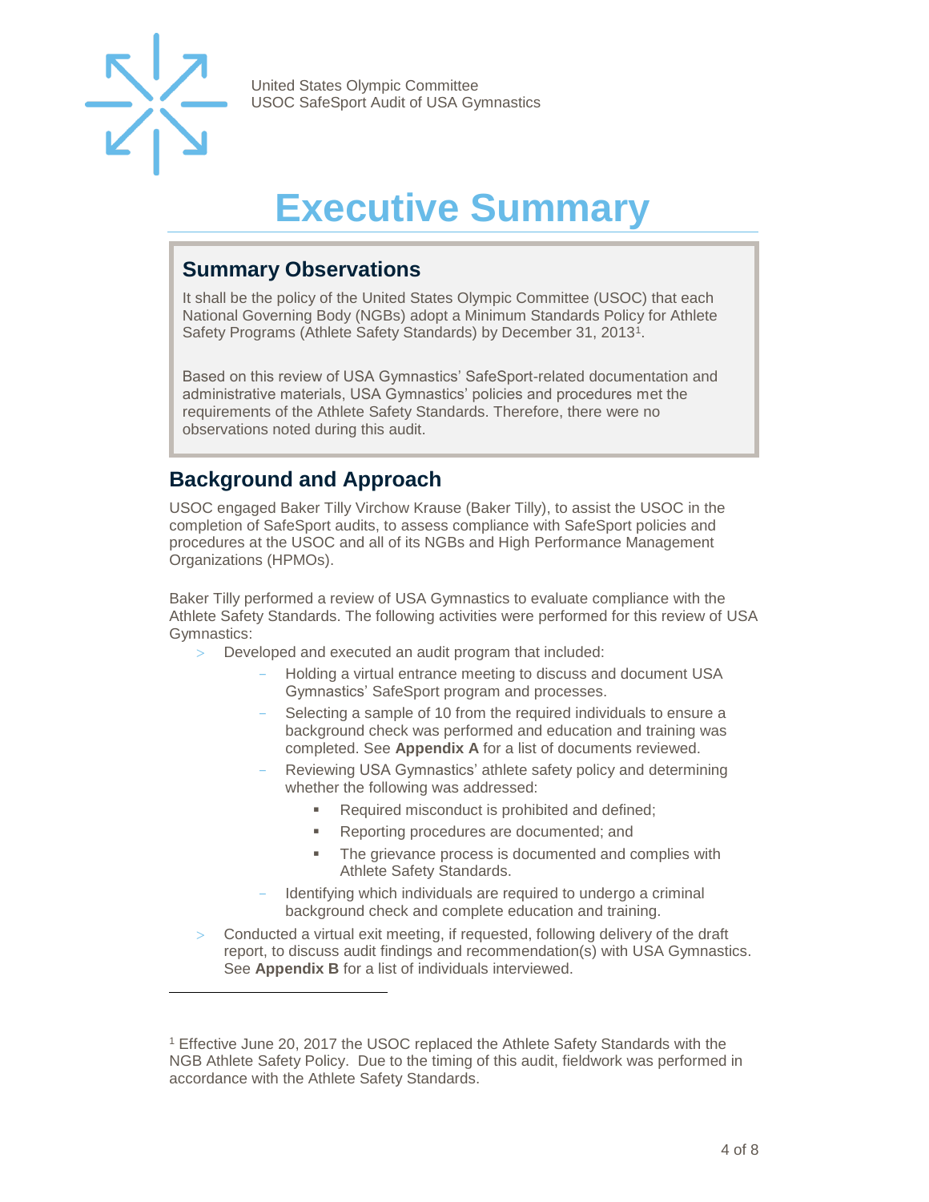# Executive Summary

## Summary Observations

It shall be the policy of the United States Olympic Committee (USOC) that each National Governing Body (NGBs) adopt a Minimum Standards Policy for Athlete Safety Programs (Athlete Safety Standards) by December 31, 2013[1].

Based on this review of USA Gymnastics' SafeSport-related documentation and administrative materials, USA Gymnastics' policies and procedures met the requirements of the Athlete Safety Standards. Therefore, there were no observations noted during this audit.

## Background and Approach

USOC engaged Baker Tilly Virchow Krause (Baker Tilly), to assist the USOC in the completion of SafeSport audits, to assess compliance with SafeSport policies and procedures at the USOC and all of its NGBs and High Performance Management Organizations (HPMOs).

Baker Tilly performed a review of USA Gymnastics to evaluate compliance with the Athlete Safety Standards. The following activities were performed for this review of USA Gymnastics:

- Developed and executed an audit program that included:
  - Holding a virtual entrance meeting to discuss and document USA Gymnastics' SafeSport program and processes.
  - Selecting a sample of 10 from the required individuals to ensure a background check was performed and education and training was completed. See **Appendix A** for a list of documents reviewed.
  - Reviewing USA Gymnastics' athlete safety policy and determining whether the following was addressed:
    - Required misconduct is prohibited and defined;
    - Reporting procedures are documented; and
    - The grievance process is documented and complies with Athlete Safety Standards.
  - Identifying which individuals are required to undergo a criminal background check and complete education and training.
- Conducted a virtual exit meeting, if requested, following delivery of the draft report, to discuss audit findings and recommendation(s) with USA Gymnastics. See **Appendix B** for a list of individuals interviewed.

---

[1] Effective June 20, 2017 the USOC replaced the Athlete Safety Standards with the NGB Athlete Safety Policy. Due to the timing of this audit, fieldwork was performed in accordance with the Athlete Safety Standards.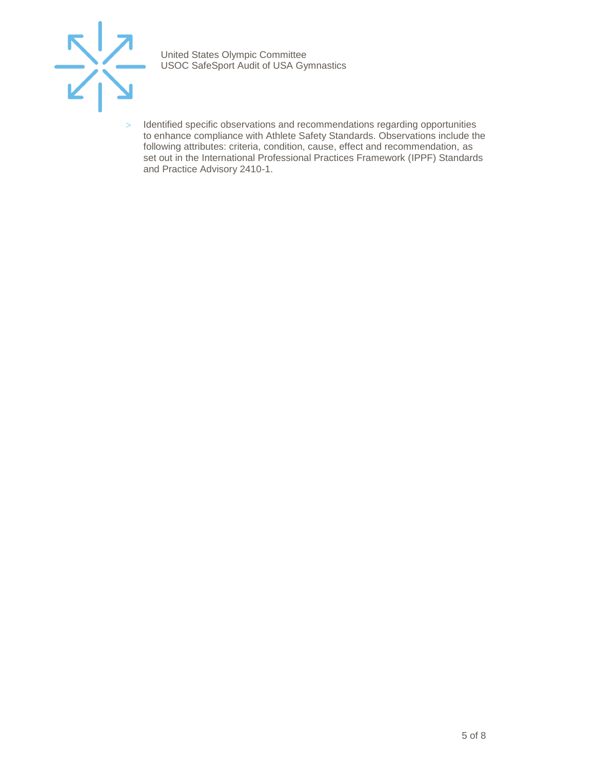- Identified specific observations and recommendations regarding opportunities to enhance compliance with Athlete Safety Standards. Observations include the following attributes: criteria, condition, cause, effect and recommendation, as set out in the International Professional Practices Framework (IPPF) Standards and Practice Advisory 2410-1.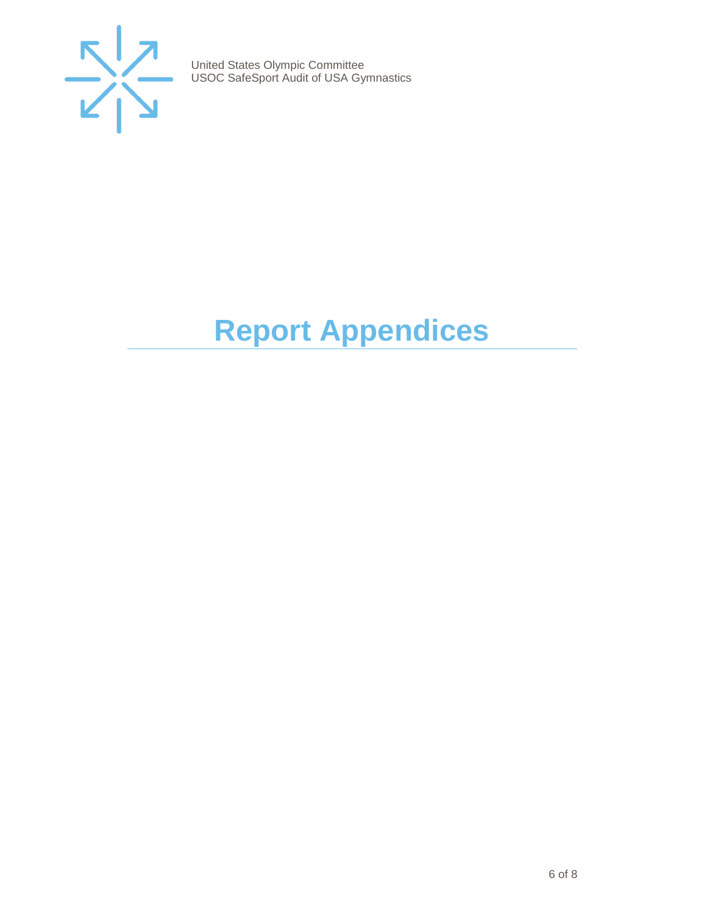# Report Appendices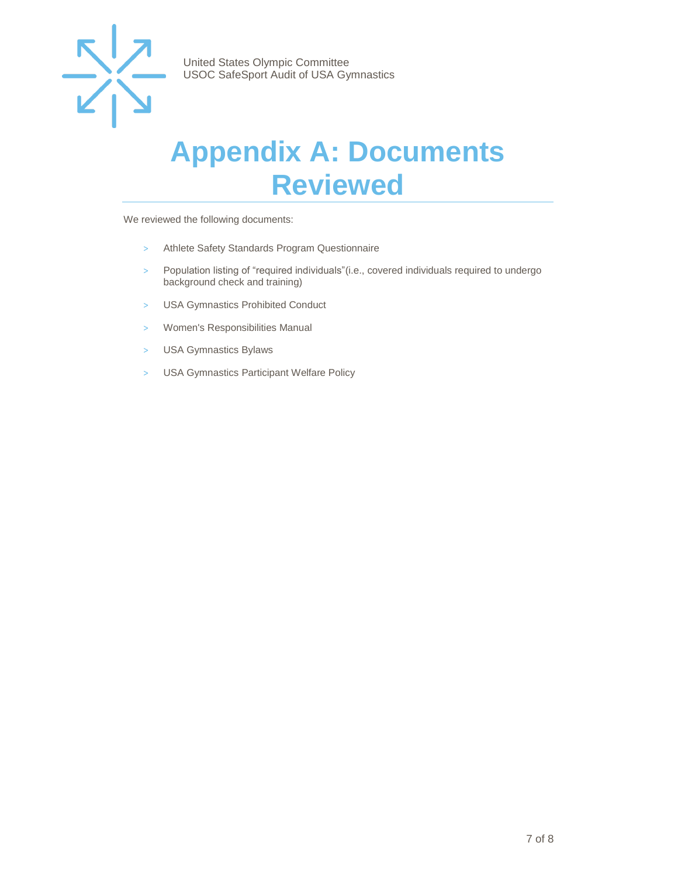# Appendix A: Documents Reviewed

We reviewed the following documents:

- Athlete Safety Standards Program Questionnaire
- Population listing of “required individuals”(i.e., covered individuals required to undergo background check and training)
- USA Gymnastics Prohibited Conduct
- Women's Responsibilities Manual
- USA Gymnastics Bylaws
- USA Gymnastics Participant Welfare Policy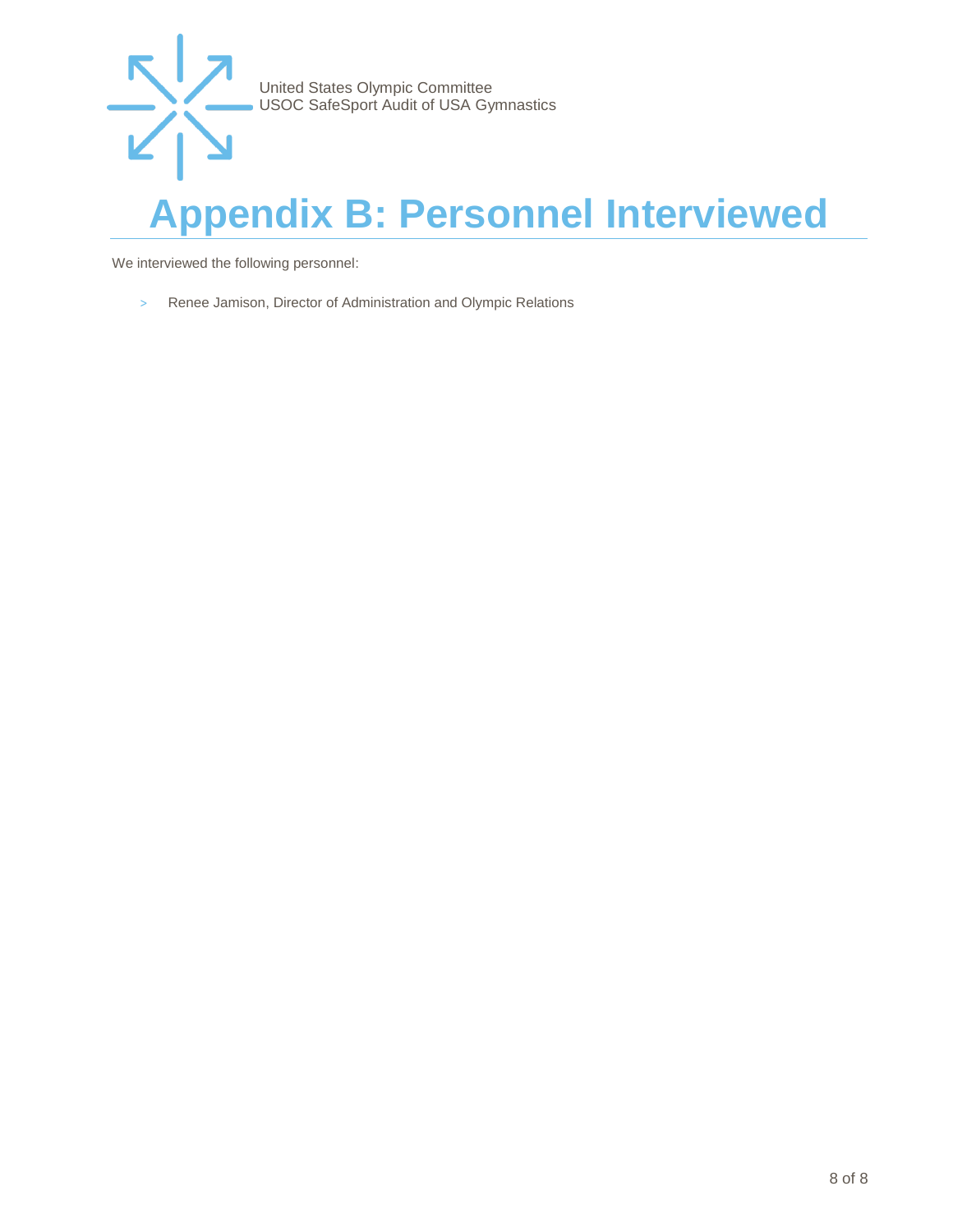# Appendix B: Personnel Interviewed

We interviewed the following personnel:

- Renee Jamison, Director of Administration and Olympic Relations